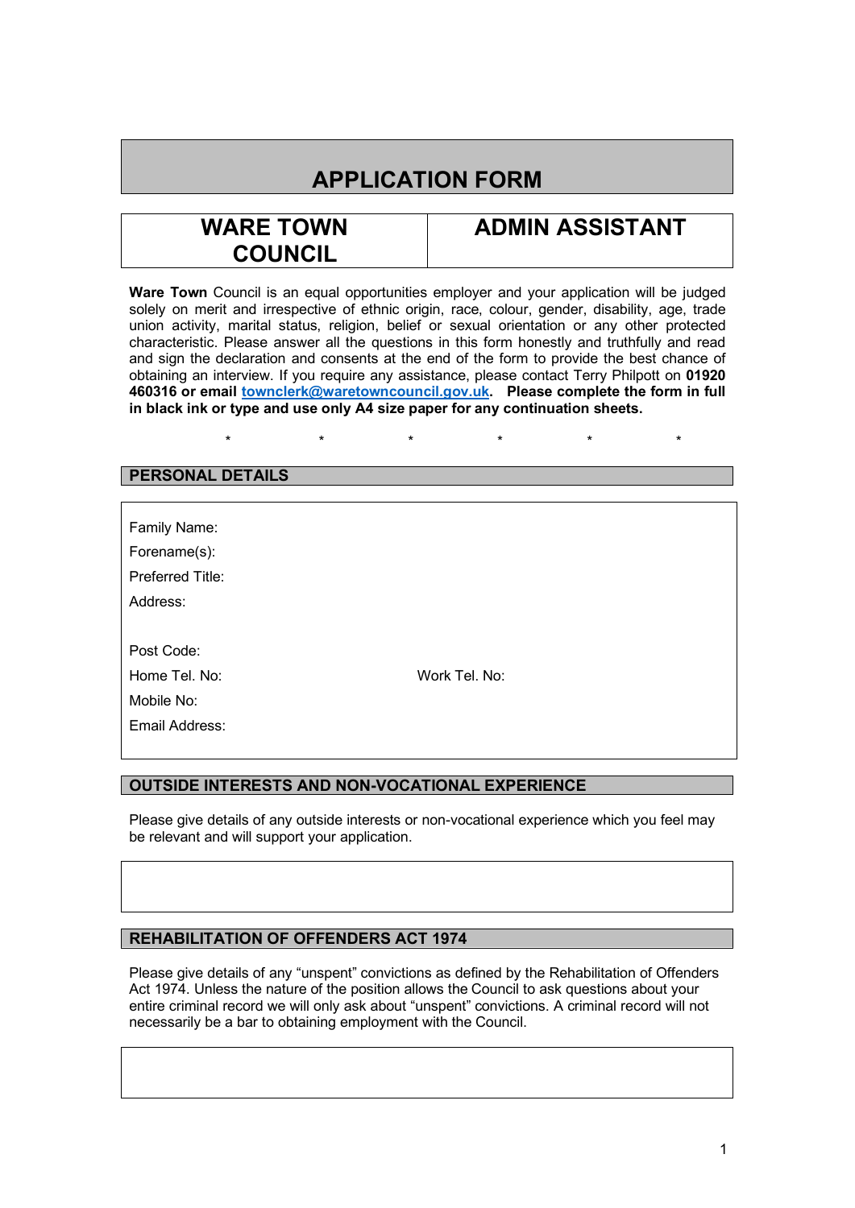# APPLICATION FORM

| WARE TOWN COUNCIL | ADMIN ASSISTANT |
|---|---|

**Ware Town** Council is an equal opportunities employer and your application will be judged solely on merit and irrespective of ethnic origin, race, colour, gender, disability, age, trade union activity, marital status, religion, belief or sexual orientation or any other protected characteristic. Please answer all the questions in this form honestly and truthfully and read and sign the declaration and consents at the end of the form to provide the best chance of obtaining an interview. If you require any assistance, please contact Terry Philpott on **01920 460316 or email [townclerk@waretowncouncil.gov.uk](mailto:townclerk@waretowncouncil.gov.uk). Please complete the form in full in black ink or type and use only A4 size paper for any continuation sheets.**

\* \* \* \* \* \*

## PERSONAL DETAILS

Family Name:

Forename(s):

Preferred Title:

Address:

Post Code:

Home Tel. No: Work Tel. No:

Mobile No:

Email Address:

## OUTSIDE INTERESTS AND NON-VOCATIONAL EXPERIENCE

Please give details of any outside interests or non-vocational experience which you feel may be relevant and will support your application.

## REHABILITATION OF OFFENDERS ACT 1974

Please give details of any "unspent" convictions as defined by the Rehabilitation of Offenders Act 1974. Unless the nature of the position allows the Council to ask questions about your entire criminal record we will only ask about "unspent" convictions. A criminal record will not necessarily be a bar to obtaining employment with the Council.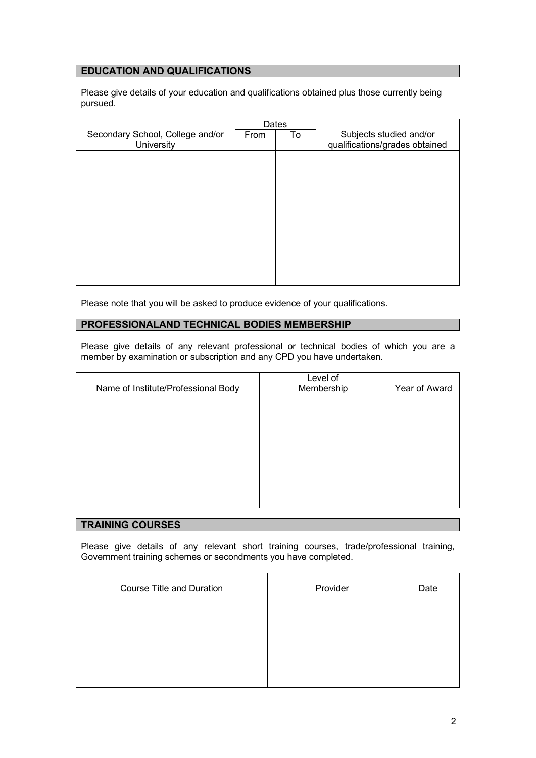## EDUCATION AND QUALIFICATIONS

Please give details of your education and qualifications obtained plus those currently being pursued.

| Secondary School, College and/or University | Dates | | Subjects studied and/or qualifications/grades obtained |
|---|---|---|---|
| | From | To | |
| | | | |

Please note that you will be asked to produce evidence of your qualifications.

## PROFESSIONALAND TECHNICAL BODIES MEMBERSHIP

Please give details of any relevant professional or technical bodies of which you are a member by examination or subscription and any CPD you have undertaken.

| Name of Institute/Professional Body | Level of Membership | Year of Award |
|---|---|---|
| | | |

## TRAINING COURSES

Please give details of any relevant short training courses, trade/professional training, Government training schemes or secondments you have completed.

| Course Title and Duration | Provider | Date |
|---|---|---|
| | | |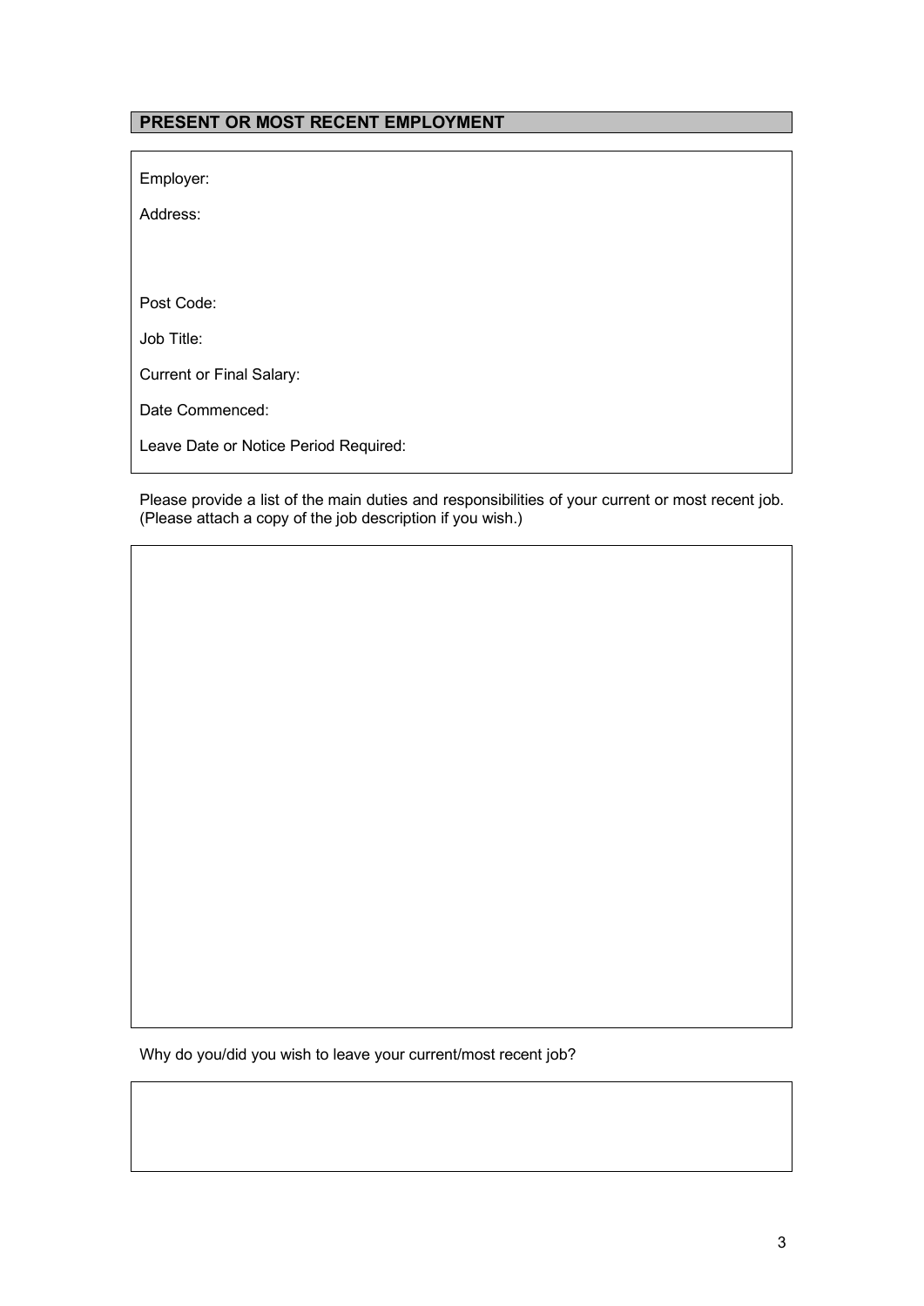## PRESENT OR MOST RECENT EMPLOYMENT

Employer:

Address:

Post Code:

Job Title:

Current or Final Salary:

Date Commenced:

Leave Date or Notice Period Required:

Please provide a list of the main duties and responsibilities of your current or most recent job. (Please attach a copy of the job description if you wish.)

Why do you/did you wish to leave your current/most recent job?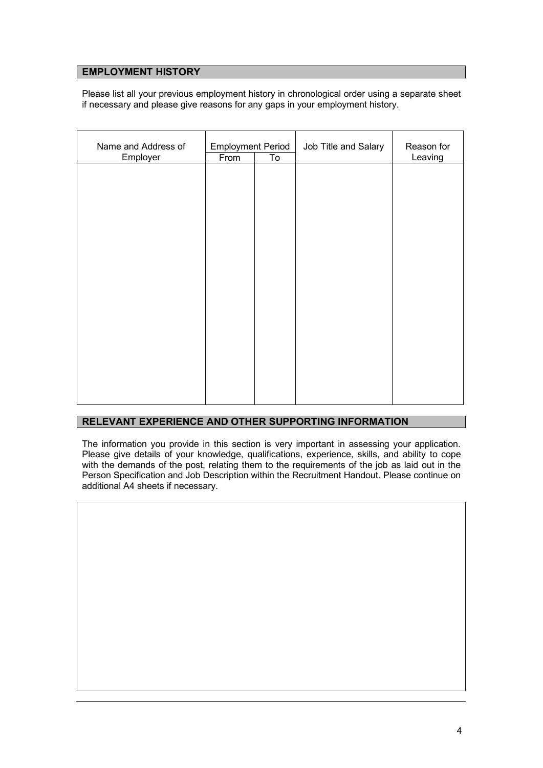## EMPLOYMENT HISTORY

Please list all your previous employment history in chronological order using a separate sheet if necessary and please give reasons for any gaps in your employment history.

| Name and Address of Employer | Employment Period | | Job Title and Salary | Reason for Leaving |
|---|---|---|---|---|
| | From | To | | |
| | | | | |

## RELEVANT EXPERIENCE AND OTHER SUPPORTING INFORMATION

The information you provide in this section is very important in assessing your application. Please give details of your knowledge, qualifications, experience, skills, and ability to cope with the demands of the post, relating them to the requirements of the job as laid out in the Person Specification and Job Description within the Recruitment Handout. Please continue on additional A4 sheets if necessary.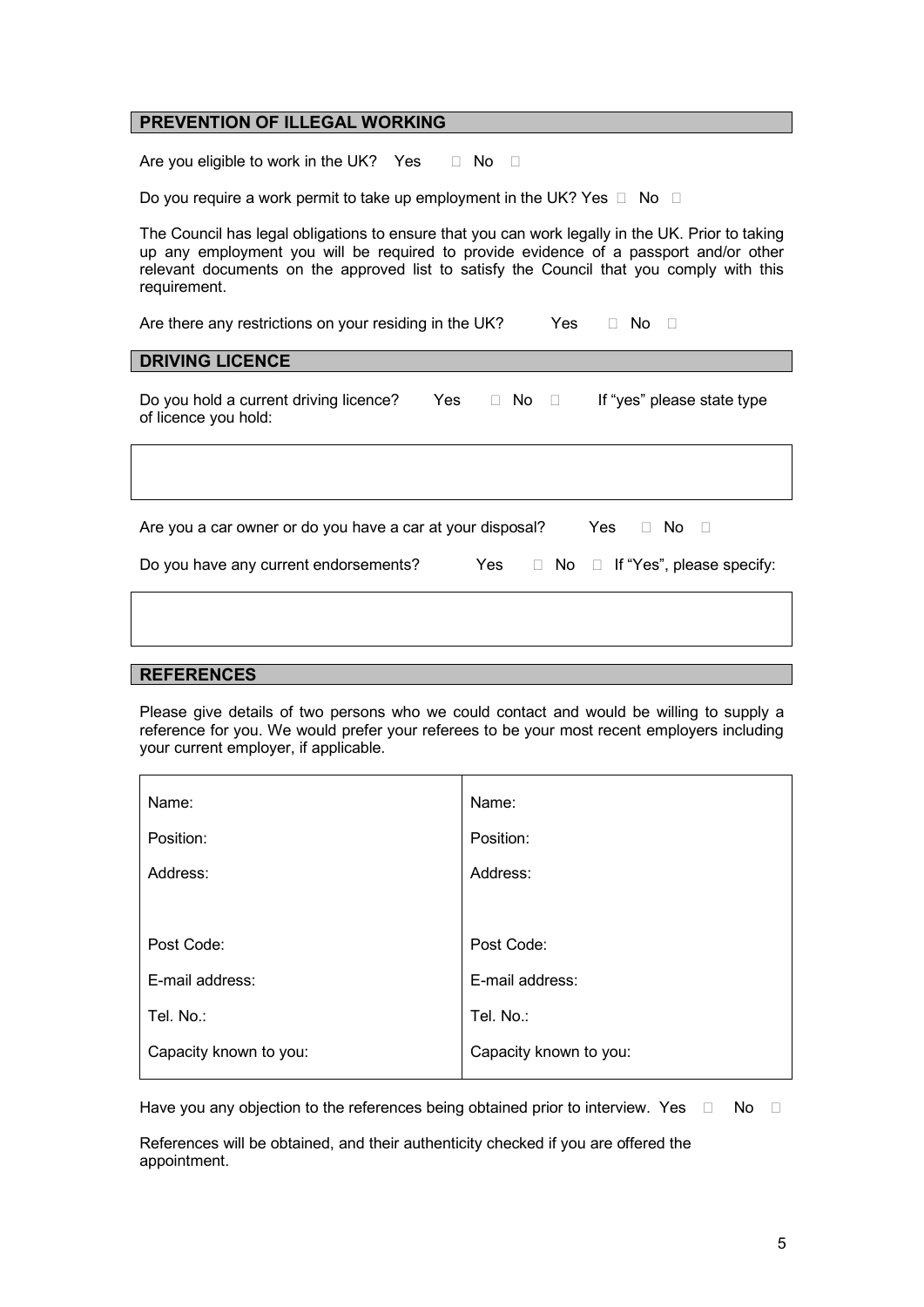## PREVENTION OF ILLEGAL WORKING

Are you eligible to work in the UK? Yes ☐ No ☐

Do you require a work permit to take up employment in the UK? Yes ☐ No ☐

The Council has legal obligations to ensure that you can work legally in the UK. Prior to taking up any employment you will be required to provide evidence of a passport and/or other relevant documents on the approved list to satisfy the Council that you comply with this requirement.

Are there any restrictions on your residing in the UK? Yes ☐ No ☐

## DRIVING LICENCE

Do you hold a current driving licence? Yes ☐ No ☐ If "yes" please state type of licence you hold:

| |
|---|
| |

Are you a car owner or do you have a car at your disposal? Yes ☐ No ☐

Do you have any current endorsements? Yes ☐ No ☐ If "Yes", please specify:

| |
|---|
| |

## REFERENCES

Please give details of two persons who we could contact and would be willing to supply a reference for you. We would prefer your referees to be your most recent employers including your current employer, if applicable.

| | |
|---|---|
| Name: | Name: |
| Position: | Position: |
| Address: | Address: |
| | |
| Post Code: | Post Code: |
| E-mail address: | E-mail address: |
| Tel. No.: | Tel. No.: |
| Capacity known to you: | Capacity known to you: |

Have you any objection to the references being obtained prior to interview. Yes ☐ No ☐

References will be obtained, and their authenticity checked if you are offered the appointment.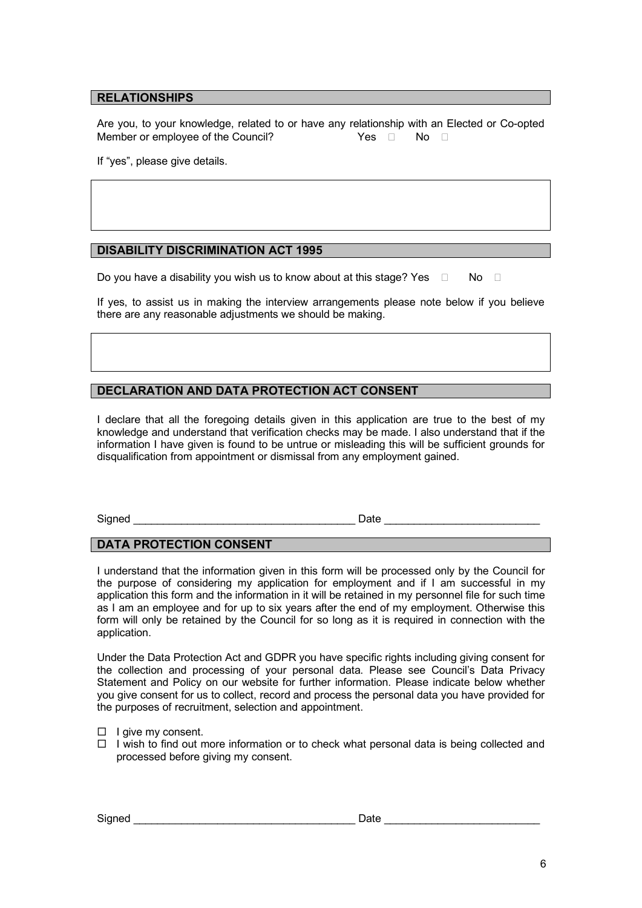## RELATIONSHIPS

Are you, to your knowledge, related to or have any relationship with an Elected or Co-opted Member or employee of the Council? Yes ☐ No ☐

If "yes", please give details.

## DISABILITY DISCRIMINATION ACT 1995

Do you have a disability you wish us to know about at this stage? Yes ☐ No ☐

If yes, to assist us in making the interview arrangements please note below if you believe there are any reasonable adjustments we should be making.

## DECLARATION AND DATA PROTECTION ACT CONSENT

I declare that all the foregoing details given in this application are true to the best of my knowledge and understand that verification checks may be made. I also understand that if the information I have given is found to be untrue or misleading this will be sufficient grounds for disqualification from appointment or dismissal from any employment gained.

Signed _____________________________________ Date __________________________

## DATA PROTECTION CONSENT

I understand that the information given in this form will be processed only by the Council for the purpose of considering my application for employment and if I am successful in my application this form and the information in it will be retained in my personnel file for such time as I am an employee and for up to six years after the end of my employment. Otherwise this form will only be retained by the Council for so long as it is required in connection with the application.

Under the Data Protection Act and GDPR you have specific rights including giving consent for the collection and processing of your personal data. Please see Council's Data Privacy Statement and Policy on our website for further information. Please indicate below whether you give consent for us to collect, record and process the personal data you have provided for the purposes of recruitment, selection and appointment.

- ☐ I give my consent.
- ☐ I wish to find out more information or to check what personal data is being collected and processed before giving my consent.

Signed _____________________________________ Date __________________________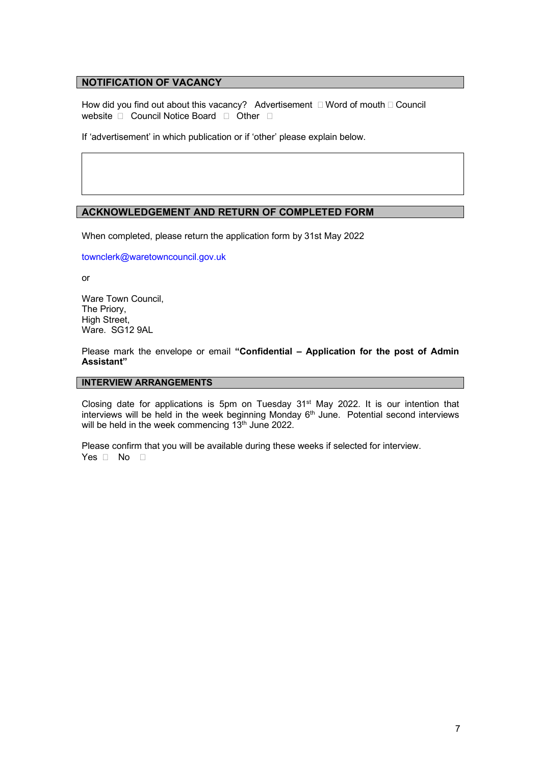## NOTIFICATION OF VACANCY

How did you find out about this vacancy? Advertisement ☐ Word of mouth ☐ Council website ☐ Council Notice Board ☐ Other ☐

If 'advertisement' in which publication or if 'other' please explain below.

| |
|---|
| |

## ACKNOWLEDGEMENT AND RETURN OF COMPLETED FORM

When completed, please return the application form by 31st May 2022

townclerk@waretowncouncil.gov.uk

or

Ware Town Council,
The Priory,
High Street,
Ware. SG12 9AL

Please mark the envelope or email **"Confidential – Application for the post of Admin Assistant"**

## INTERVIEW ARRANGEMENTS

Closing date for applications is 5pm on Tuesday 31st May 2022. It is our intention that interviews will be held in the week beginning Monday 6th June. Potential second interviews will be held in the week commencing 13th June 2022.

Please confirm that you will be available during these weeks if selected for interview.
Yes ☐ No ☐